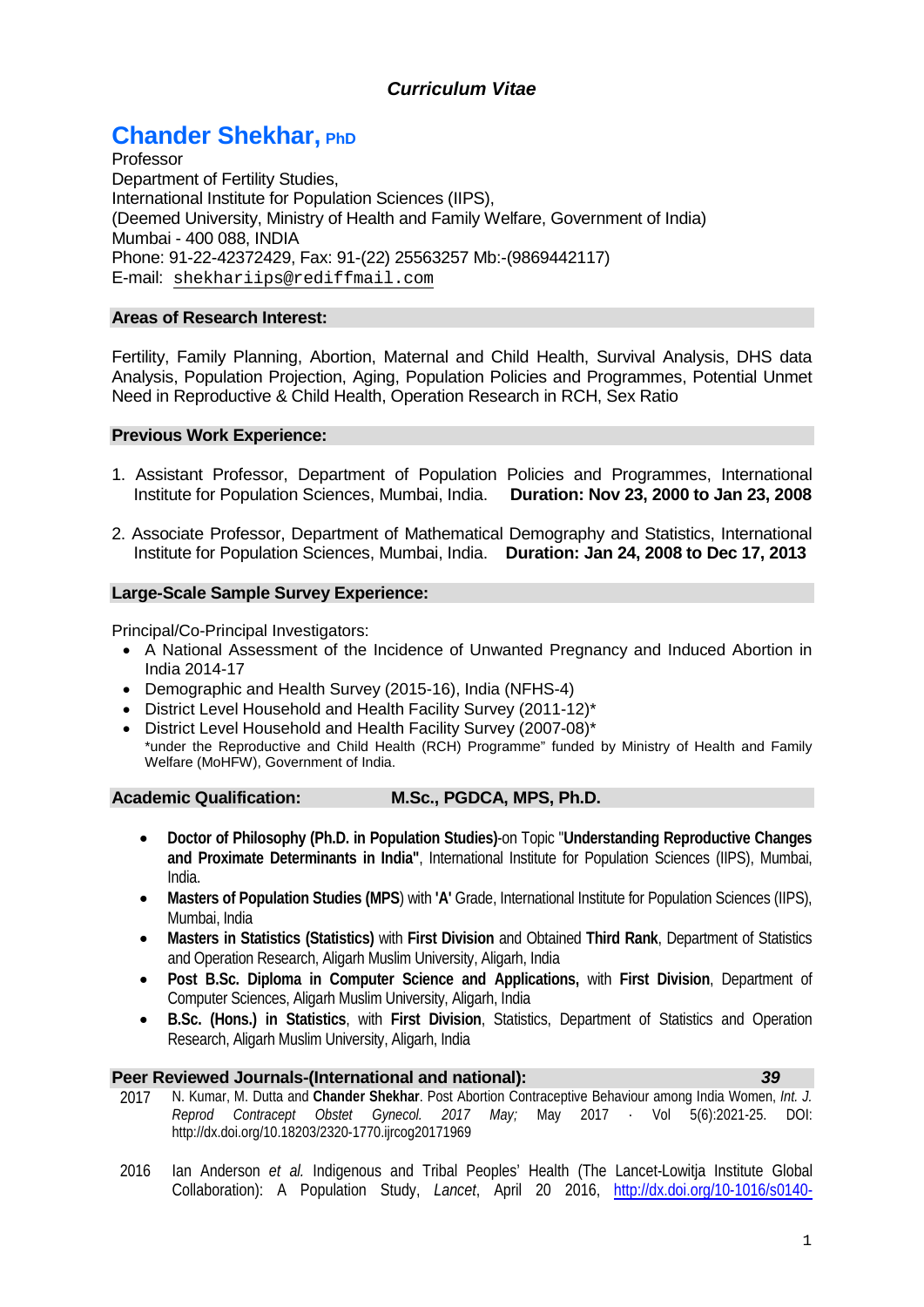*Curriculum Vitae*

# Chander Shekhar, PhD

Professor
Department of Fertility Studies,
International Institute for Population Sciences (IIPS),
(Deemed University, Ministry of Health and Family Welfare, Government of India)
Mumbai - 400 088, INDIA
Phone: 91-22-42372429, Fax: 91-(22) 25563257 Mb:-(9869442117)
E-mail: shekhariips@rediffmail.com

## Areas of Research Interest:

Fertility, Family Planning, Abortion, Maternal and Child Health, Survival Analysis, DHS data Analysis, Population Projection, Aging, Population Policies and Programmes, Potential Unmet Need in Reproductive & Child Health, Operation Research in RCH, Sex Ratio

## Previous Work Experience:

1. Assistant Professor, Department of Population Policies and Programmes, International Institute for Population Sciences, Mumbai, India. **Duration: Nov 23, 2000 to Jan 23, 2008**

2. Associate Professor, Department of Mathematical Demography and Statistics, International Institute for Population Sciences, Mumbai, India. **Duration: Jan 24, 2008 to Dec 17, 2013**

## Large-Scale Sample Survey Experience:

Principal/Co-Principal Investigators:

- A National Assessment of the Incidence of Unwanted Pregnancy and Induced Abortion in India 2014-17
- Demographic and Health Survey (2015-16), India (NFHS-4)
- District Level Household and Health Facility Survey (2011-12)*
- District Level Household and Health Facility Survey (2007-08)*

*under the Reproductive and Child Health (RCH) Programme" funded by Ministry of Health and Family Welfare (MoHFW), Government of India.

## Academic Qualification: M.Sc., PGDCA, MPS, Ph.D.

- **Doctor of Philosophy (Ph.D. in Population Studies)**-on Topic "**Understanding Reproductive Changes and Proximate Determinants in India"**, International Institute for Population Sciences (IIPS), Mumbai, India.
- **Masters of Population Studies (MPS)** with **'A'** Grade, International Institute for Population Sciences (IIPS), Mumbai, India
- **Masters in Statistics (Statistics)** with **First Division** and Obtained **Third Rank**, Department of Statistics and Operation Research, Aligarh Muslim University, Aligarh, India
- **Post B.Sc. Diploma in Computer Science and Applications,** with **First Division**, Department of Computer Sciences, Aligarh Muslim University, Aligarh, India
- **B.Sc. (Hons.) in Statistics**, with **First Division**, Statistics, Department of Statistics and Operation Research, Aligarh Muslim University, Aligarh, India

## Peer Reviewed Journals-(International and national): *39*

2017 N. Kumar, M. Dutta and **Chander Shekhar**. Post Abortion Contraceptive Behaviour among India Women, *Int. J. Reprod Contracept Obstet Gynecol. 2017 May;* May 2017 · Vol 5(6):2021-25. DOI: http://dx.doi.org/10.18203/2320-1770.ijrcog20171969

2016 Ian Anderson *et al.* Indigenous and Tribal Peoples' Health (The Lancet-Lowitja Institute Global Collaboration): A Population Study, *Lancet*, April 20 2016, http://dx.doi.org/10-1016/s0140-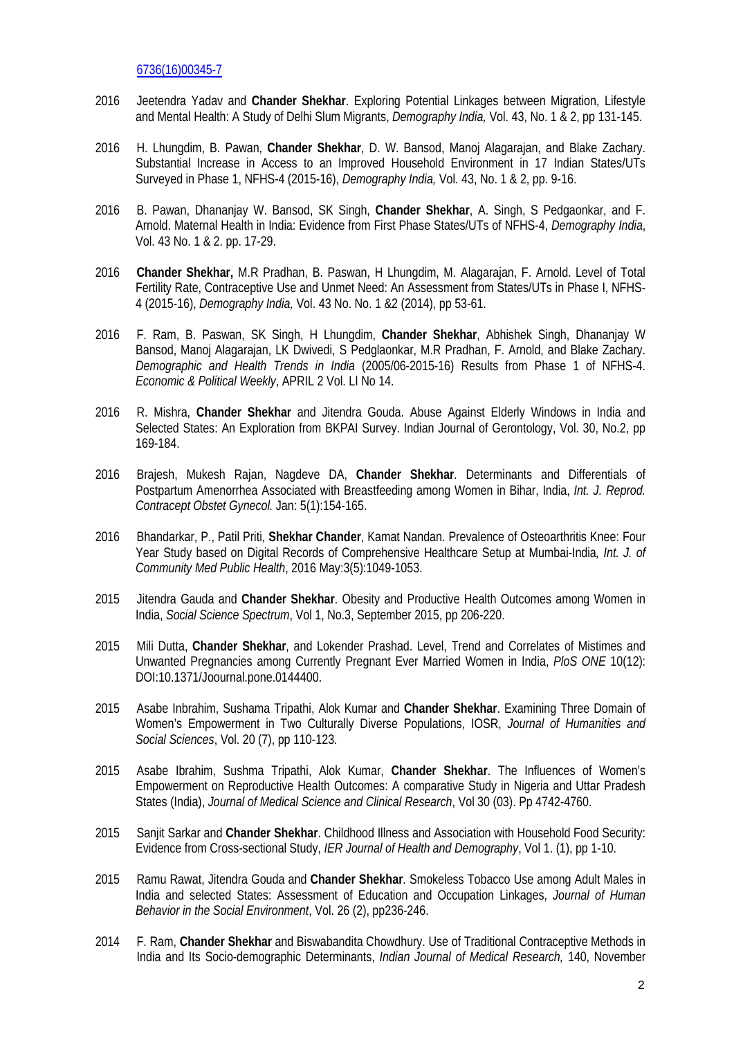6736(16)00345-7

2016 Jeetendra Yadav and **Chander Shekhar**. Exploring Potential Linkages between Migration, Lifestyle and Mental Health: A Study of Delhi Slum Migrants, *Demography India,* Vol. 43, No. 1 & 2, pp 131-145.

2016 H. Lhungdim, B. Pawan, **Chander Shekhar**, D. W. Bansod, Manoj Alagarajan, and Blake Zachary. Substantial Increase in Access to an Improved Household Environment in 17 Indian States/UTs Surveyed in Phase 1, NFHS-4 (2015-16), *Demography India,* Vol. 43, No. 1 & 2, pp. 9-16.

2016 B. Pawan, Dhananjay W. Bansod, SK Singh, **Chander Shekhar**, A. Singh, S Pedgaonkar, and F. Arnold. Maternal Health in India: Evidence from First Phase States/UTs of NFHS-4, *Demography India*, Vol. 43 No. 1 & 2. pp. 17-29.

2016 **Chander Shekhar,** M.R Pradhan, B. Paswan, H Lhungdim, M. Alagarajan, F. Arnold. Level of Total Fertility Rate, Contraceptive Use and Unmet Need: An Assessment from States/UTs in Phase I, NFHS-4 (2015-16), *Demography India,* Vol. 43 No. No. 1 &2 (2014), pp 53-61.

2016 F. Ram, B. Paswan, SK Singh, H Lhungdim, **Chander Shekhar**, Abhishek Singh, Dhananjay W Bansod, Manoj Alagarajan, LK Dwivedi, S Pedglaonkar, M.R Pradhan, F. Arnold, and Blake Zachary. *Demographic and Health Trends in India* (2005/06-2015-16) Results from Phase 1 of NFHS-4. *Economic & Political Weekly*, APRIL 2 Vol. LI No 14.

2016 R. Mishra, **Chander Shekhar** and Jitendra Gouda. Abuse Against Elderly Windows in India and Selected States: An Exploration from BKPAI Survey. Indian Journal of Gerontology, Vol. 30, No.2, pp 169-184.

2016 Brajesh, Mukesh Rajan, Nagdeve DA, **Chander Shekhar**. Determinants and Differentials of Postpartum Amenorrhea Associated with Breastfeeding among Women in Bihar, India, *Int. J. Reprod. Contracept Obstet Gynecol.* Jan: 5(1):154-165.

2016 Bhandarkar, P., Patil Priti, **Shekhar Chander**, Kamat Nandan. Prevalence of Osteoarthritis Knee: Four Year Study based on Digital Records of Comprehensive Healthcare Setup at Mumbai-India*, Int. J. of Community Med Public Health*, 2016 May:3(5):1049-1053.

2015 Jitendra Gauda and **Chander Shekhar**. Obesity and Productive Health Outcomes among Women in India, *Social Science Spectrum*, Vol 1, No.3, September 2015, pp 206-220.

2015 Mili Dutta, **Chander Shekhar**, and Lokender Prashad. Level, Trend and Correlates of Mistimes and Unwanted Pregnancies among Currently Pregnant Ever Married Women in India, *PloS ONE* 10(12): DOI:10.1371/Joournal.pone.0144400.

2015 Asabe Inbrahim, Sushama Tripathi, Alok Kumar and **Chander Shekhar**. Examining Three Domain of Women's Empowerment in Two Culturally Diverse Populations, IOSR, *Journal of Humanities and Social Sciences*, Vol. 20 (7), pp 110-123.

2015 Asabe Ibrahim, Sushma Tripathi, Alok Kumar, **Chander Shekhar**. The Influences of Women's Empowerment on Reproductive Health Outcomes: A comparative Study in Nigeria and Uttar Pradesh States (India), *Journal of Medical Science and Clinical Research*, Vol 30 (03). Pp 4742-4760.

2015 Sanjit Sarkar and **Chander Shekhar**. Childhood Illness and Association with Household Food Security: Evidence from Cross-sectional Study, *IER Journal of Health and Demography*, Vol 1. (1), pp 1-10.

2015 Ramu Rawat, Jitendra Gouda and **Chander Shekhar**. Smokeless Tobacco Use among Adult Males in India and selected States: Assessment of Education and Occupation Linkages, *Journal of Human Behavior in the Social Environment*, Vol. 26 (2), pp236-246.

2014 F. Ram, **Chander Shekhar** and Biswabandita Chowdhury. Use of Traditional Contraceptive Methods in India and Its Socio-demographic Determinants, *Indian Journal of Medical Research,* 140, November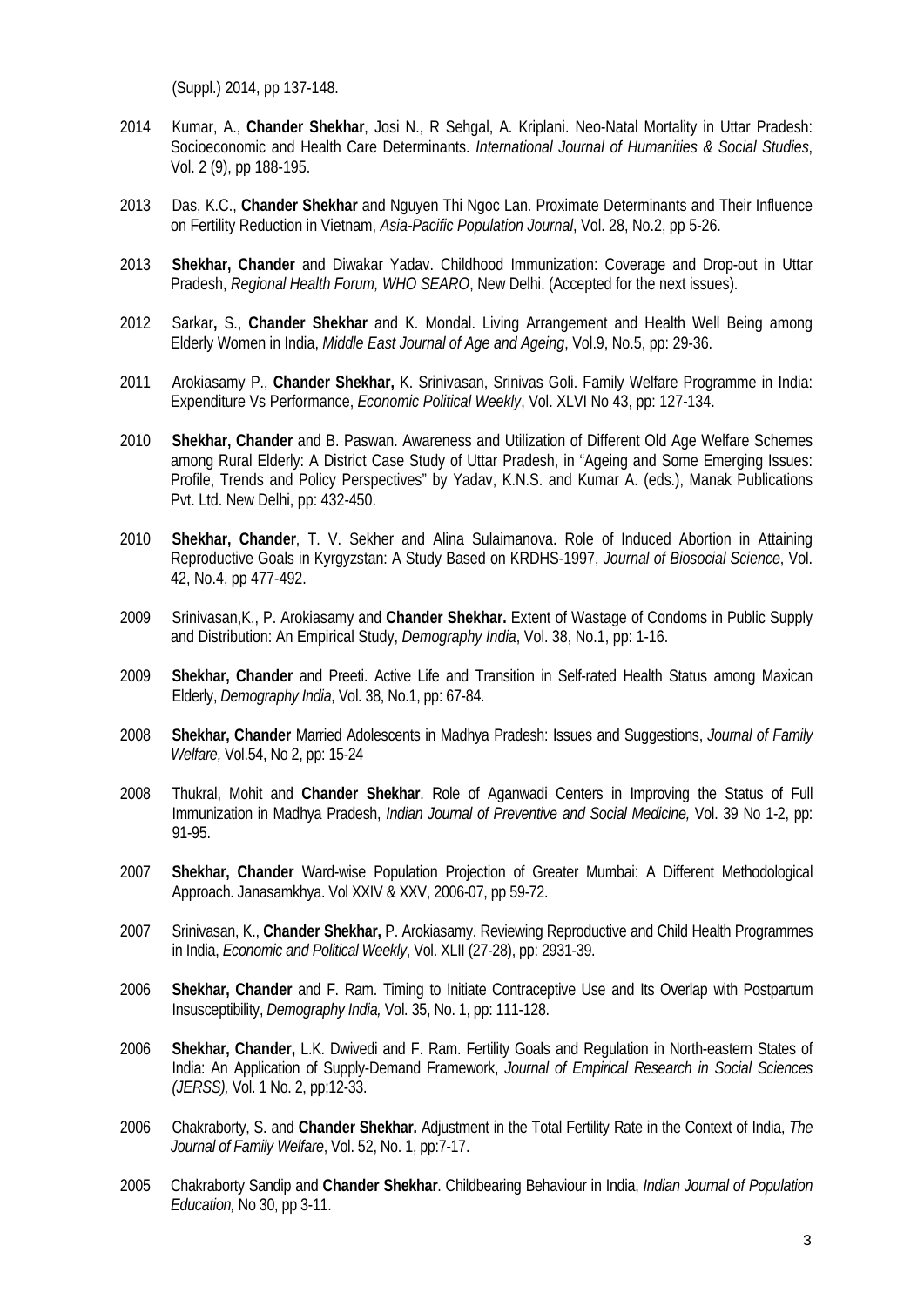(Suppl.) 2014, pp 137-148.

2014 Kumar, A., **Chander Shekhar**, Josi N., R Sehgal, A. Kriplani. Neo-Natal Mortality in Uttar Pradesh: Socioeconomic and Health Care Determinants. *International Journal of Humanities & Social Studies*, Vol. 2 (9), pp 188-195.

2013 Das, K.C., **Chander Shekhar** and Nguyen Thi Ngoc Lan. Proximate Determinants and Their Influence on Fertility Reduction in Vietnam, *Asia-Pacific Population Journal*, Vol. 28, No.2, pp 5-26.

2013 **Shekhar, Chander** and Diwakar Yadav. Childhood Immunization: Coverage and Drop-out in Uttar Pradesh, *Regional Health Forum, WHO SEARO*, New Delhi. (Accepted for the next issues).

2012 Sarkar**,** S., **Chander Shekhar** and K. Mondal. Living Arrangement and Health Well Being among Elderly Women in India, *Middle East Journal of Age and Ageing*, Vol.9, No.5, pp: 29-36.

2011 Arokiasamy P., **Chander Shekhar,** K. Srinivasan, Srinivas Goli. Family Welfare Programme in India: Expenditure Vs Performance, *Economic Political Weekly*, Vol. XLVI No 43, pp: 127-134.

2010 **Shekhar, Chander** and B. Paswan. Awareness and Utilization of Different Old Age Welfare Schemes among Rural Elderly: A District Case Study of Uttar Pradesh, in "Ageing and Some Emerging Issues: Profile, Trends and Policy Perspectives" by Yadav, K.N.S. and Kumar A. (eds.), Manak Publications Pvt. Ltd. New Delhi, pp: 432-450.

2010 **Shekhar, Chander**, T. V. Sekher and Alina Sulaimanova. Role of Induced Abortion in Attaining Reproductive Goals in Kyrgyzstan: A Study Based on KRDHS-1997, *Journal of Biosocial Science*, Vol. 42, No.4, pp 477-492.

2009 Srinivasan,K., P. Arokiasamy and **Chander Shekhar.** Extent of Wastage of Condoms in Public Supply and Distribution: An Empirical Study, *Demography India*, Vol. 38, No.1, pp: 1-16.

2009 **Shekhar, Chander** and Preeti. Active Life and Transition in Self-rated Health Status among Maxican Elderly, *Demography India*, Vol. 38, No.1, pp: 67-84.

2008 **Shekhar, Chander** Married Adolescents in Madhya Pradesh: Issues and Suggestions, *Journal of Family Welfare,* Vol.54, No 2, pp: 15-24

2008 Thukral, Mohit and **Chander Shekhar**. Role of Aganwadi Centers in Improving the Status of Full Immunization in Madhya Pradesh, *Indian Journal of Preventive and Social Medicine,* Vol. 39 No 1-2, pp: 91-95.

2007 **Shekhar, Chander** Ward-wise Population Projection of Greater Mumbai: A Different Methodological Approach. Janasamkhya. Vol XXIV & XXV, 2006-07, pp 59-72.

2007 Srinivasan, K., **Chander Shekhar,** P. Arokiasamy. Reviewing Reproductive and Child Health Programmes in India, *Economic and Political Weekly*, Vol. XLII (27-28), pp: 2931-39.

2006 **Shekhar, Chander** and F. Ram. Timing to Initiate Contraceptive Use and Its Overlap with Postpartum Insusceptibility, *Demography India,* Vol. 35, No. 1, pp: 111-128.

2006 **Shekhar, Chander,** L.K. Dwivedi and F. Ram. Fertility Goals and Regulation in North-eastern States of India: An Application of Supply-Demand Framework, *Journal of Empirical Research in Social Sciences (JERSS),* Vol. 1 No. 2, pp:12-33.

2006 Chakraborty, S. and **Chander Shekhar.** Adjustment in the Total Fertility Rate in the Context of India, *The Journal of Family Welfare*, Vol. 52, No. 1, pp:7-17.

2005 Chakraborty Sandip and **Chander Shekhar**. Childbearing Behaviour in India, *Indian Journal of Population Education,* No 30, pp 3-11.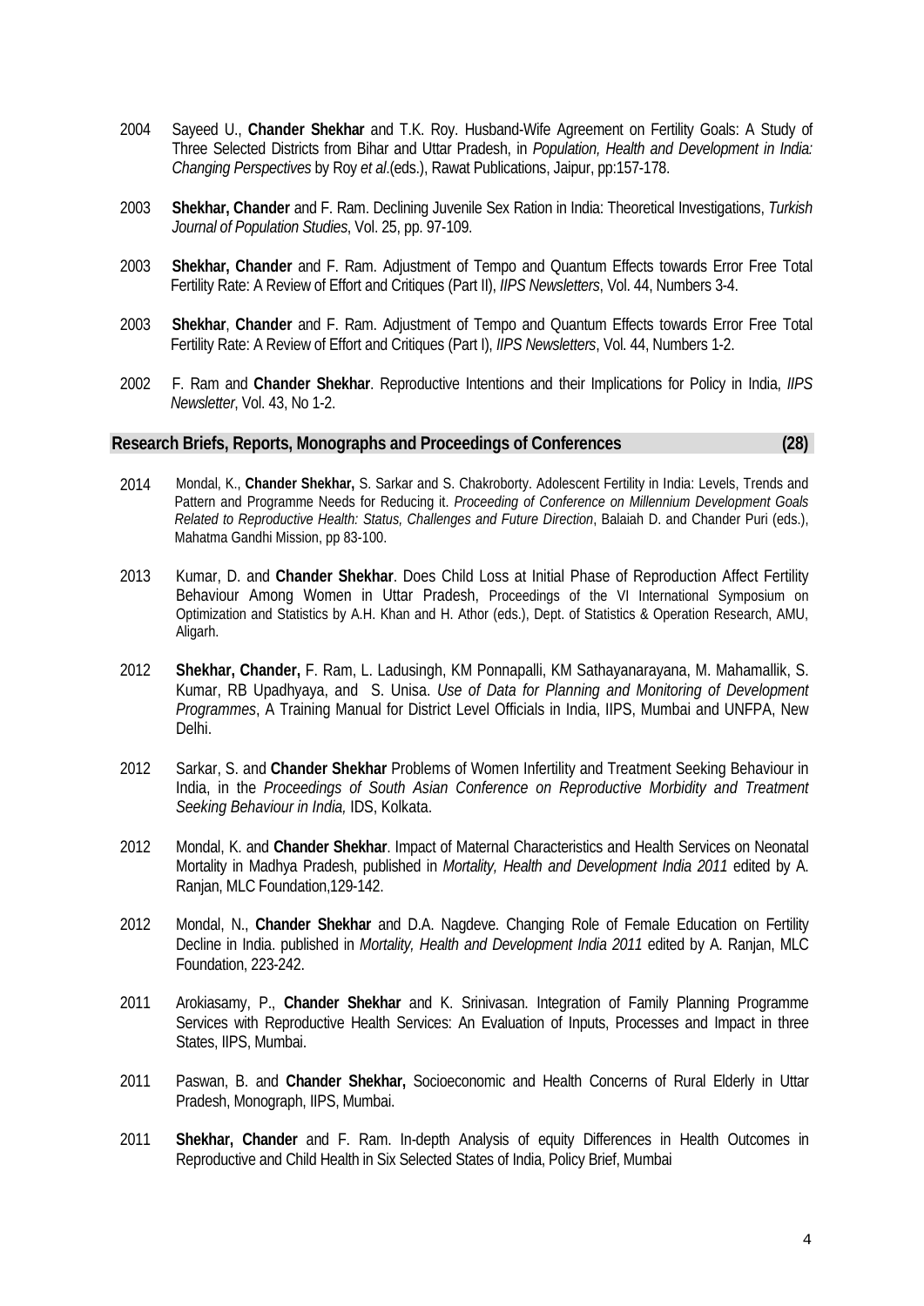2004 Sayeed U., **Chander Shekhar** and T.K. Roy. Husband-Wife Agreement on Fertility Goals: A Study of Three Selected Districts from Bihar and Uttar Pradesh, in *Population, Health and Development in India: Changing Perspectives* by Roy *et al*.(eds.), Rawat Publications, Jaipur, pp:157-178.

2003 **Shekhar, Chander** and F. Ram. Declining Juvenile Sex Ration in India: Theoretical Investigations, *Turkish Journal of Population Studies*, Vol. 25, pp. 97-109.

2003 **Shekhar, Chander** and F. Ram. Adjustment of Tempo and Quantum Effects towards Error Free Total Fertility Rate: A Review of Effort and Critiques (Part II), *IIPS Newsletters*, Vol. 44, Numbers 3-4.

2003 **Shekhar**, **Chander** and F. Ram. Adjustment of Tempo and Quantum Effects towards Error Free Total Fertility Rate: A Review of Effort and Critiques (Part I), *IIPS Newsletters*, Vol. 44, Numbers 1-2.

2002 F. Ram and **Chander Shekhar**. Reproductive Intentions and their Implications for Policy in India, *IIPS Newsletter*, Vol. 43, No 1-2.

## Research Briefs, Reports, Monographs and Proceedings of Conferences (28)

2014 Mondal, K., **Chander Shekhar,** S. Sarkar and S. Chakroborty. Adolescent Fertility in India: Levels, Trends and Pattern and Programme Needs for Reducing it. *Proceeding of Conference on Millennium Development Goals Related to Reproductive Health: Status, Challenges and Future Direction*, Balaiah D. and Chander Puri (eds.), Mahatma Gandhi Mission, pp 83-100.

2013 Kumar, D. and **Chander Shekhar**. Does Child Loss at Initial Phase of Reproduction Affect Fertility Behaviour Among Women in Uttar Pradesh, Proceedings of the VI International Symposium on Optimization and Statistics by A.H. Khan and H. Athor (eds.), Dept. of Statistics & Operation Research, AMU, Aligarh.

2012 **Shekhar, Chander,** F. Ram, L. Ladusingh, KM Ponnapalli, KM Sathayanarayana, M. Mahamallik, S. Kumar, RB Upadhyaya, and S. Unisa. *Use of Data for Planning and Monitoring of Development Programmes*, A Training Manual for District Level Officials in India, IIPS, Mumbai and UNFPA, New Delhi.

2012 Sarkar, S. and **Chander Shekhar** Problems of Women Infertility and Treatment Seeking Behaviour in India, in the *Proceedings of South Asian Conference on Reproductive Morbidity and Treatment Seeking Behaviour in India,* IDS, Kolkata.

2012 Mondal, K. and **Chander Shekhar**. Impact of Maternal Characteristics and Health Services on Neonatal Mortality in Madhya Pradesh, published in *Mortality, Health and Development India 2011* edited by A. Ranjan, MLC Foundation,129-142.

2012 Mondal, N., **Chander Shekhar** and D.A. Nagdeve. Changing Role of Female Education on Fertility Decline in India. published in *Mortality, Health and Development India 2011* edited by A. Ranjan, MLC Foundation, 223-242.

2011 Arokiasamy, P., **Chander Shekhar** and K. Srinivasan. Integration of Family Planning Programme Services with Reproductive Health Services: An Evaluation of Inputs, Processes and Impact in three States, IIPS, Mumbai.

2011 Paswan, B. and **Chander Shekhar,** Socioeconomic and Health Concerns of Rural Elderly in Uttar Pradesh, Monograph, IIPS, Mumbai.

2011 **Shekhar, Chander** and F. Ram. In-depth Analysis of equity Differences in Health Outcomes in Reproductive and Child Health in Six Selected States of India, Policy Brief, Mumbai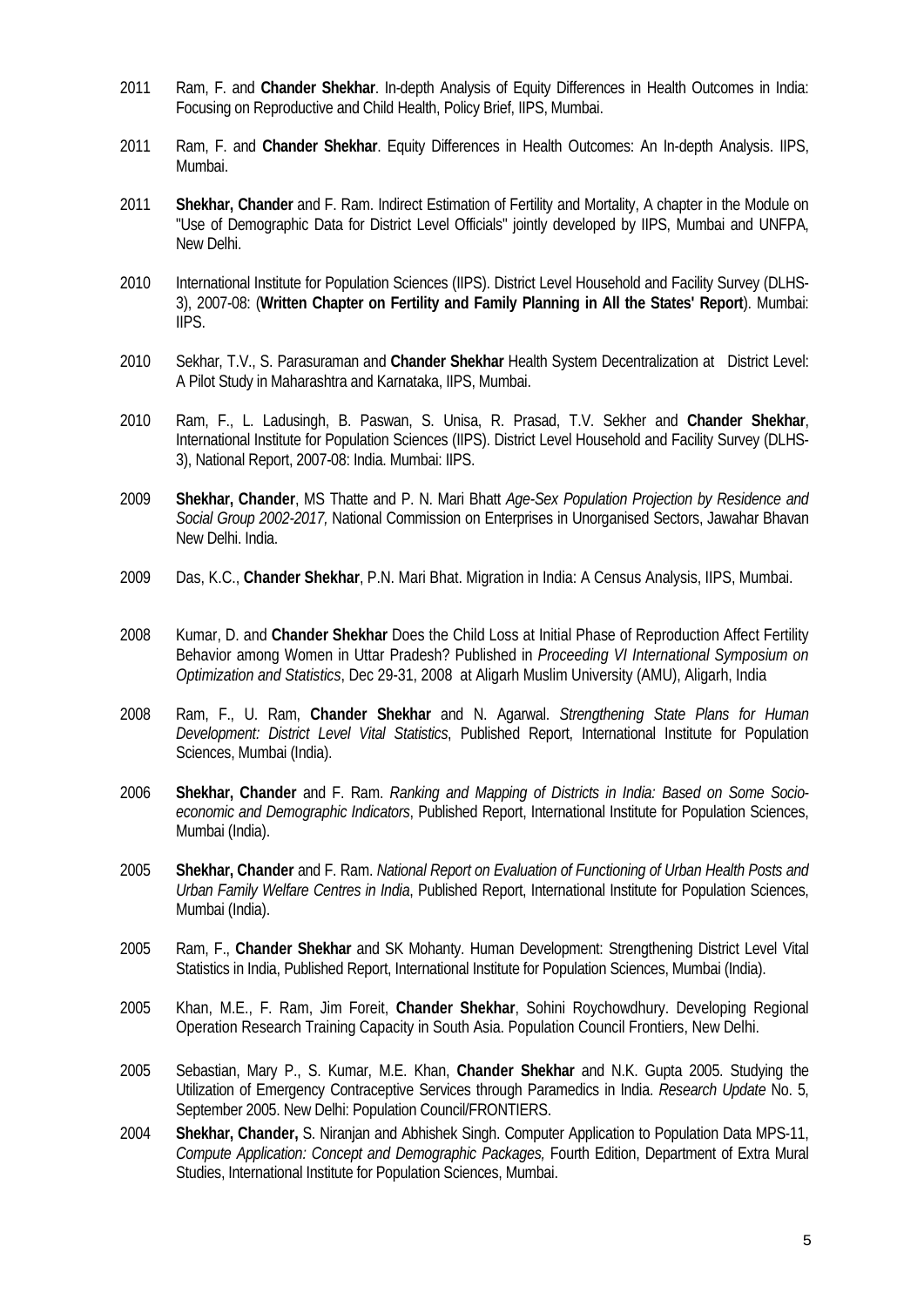2011 Ram, F. and **Chander Shekhar**. In-depth Analysis of Equity Differences in Health Outcomes in India: Focusing on Reproductive and Child Health, Policy Brief, IIPS, Mumbai.

2011 Ram, F. and **Chander Shekhar**. Equity Differences in Health Outcomes: An In-depth Analysis. IIPS, Mumbai.

2011 **Shekhar, Chander** and F. Ram. Indirect Estimation of Fertility and Mortality, A chapter in the Module on "Use of Demographic Data for District Level Officials" jointly developed by IIPS, Mumbai and UNFPA, New Delhi.

2010 International Institute for Population Sciences (IIPS). District Level Household and Facility Survey (DLHS-3), 2007-08: (**Written Chapter on Fertility and Family Planning in All the States' Report**). Mumbai: IIPS.

2010 Sekhar, T.V., S. Parasuraman and **Chander Shekhar** Health System Decentralization at District Level: A Pilot Study in Maharashtra and Karnataka, IIPS, Mumbai.

2010 Ram, F., L. Ladusingh, B. Paswan, S. Unisa, R. Prasad, T.V. Sekher and **Chander Shekhar**, International Institute for Population Sciences (IIPS). District Level Household and Facility Survey (DLHS-3), National Report, 2007-08: India. Mumbai: IIPS.

2009 **Shekhar, Chander**, MS Thatte and P. N. Mari Bhatt *Age-Sex Population Projection by Residence and Social Group 2002-2017,* National Commission on Enterprises in Unorganised Sectors, Jawahar Bhavan New Delhi. India.

2009 Das, K.C., **Chander Shekhar**, P.N. Mari Bhat. Migration in India: A Census Analysis, IIPS, Mumbai.

2008 Kumar, D. and **Chander Shekhar** Does the Child Loss at Initial Phase of Reproduction Affect Fertility Behavior among Women in Uttar Pradesh? Published in *Proceeding VI International Symposium on Optimization and Statistics*, Dec 29-31, 2008 at Aligarh Muslim University (AMU), Aligarh, India

2008 Ram, F., U. Ram, **Chander Shekhar** and N. Agarwal. *Strengthening State Plans for Human Development: District Level Vital Statistics*, Published Report, International Institute for Population Sciences, Mumbai (India).

2006 **Shekhar, Chander** and F. Ram. *Ranking and Mapping of Districts in India: Based on Some Socio-economic and Demographic Indicators*, Published Report, International Institute for Population Sciences, Mumbai (India).

2005 **Shekhar, Chander** and F. Ram. *National Report on Evaluation of Functioning of Urban Health Posts and Urban Family Welfare Centres in India*, Published Report, International Institute for Population Sciences, Mumbai (India).

2005 Ram, F., **Chander Shekhar** and SK Mohanty. Human Development: Strengthening District Level Vital Statistics in India, Published Report, International Institute for Population Sciences, Mumbai (India).

2005 Khan, M.E., F. Ram, Jim Foreit, **Chander Shekhar**, Sohini Roychowdhury. Developing Regional Operation Research Training Capacity in South Asia. Population Council Frontiers, New Delhi.

2005 Sebastian, Mary P., S. Kumar, M.E. Khan, **Chander Shekhar** and N.K. Gupta 2005. Studying the Utilization of Emergency Contraceptive Services through Paramedics in India. *Research Update* No. 5, September 2005. New Delhi: Population Council/FRONTIERS.

2004 **Shekhar, Chander,** S. Niranjan and Abhishek Singh. Computer Application to Population Data MPS-11, *Compute Application: Concept and Demographic Packages,* Fourth Edition, Department of Extra Mural Studies, International Institute for Population Sciences, Mumbai.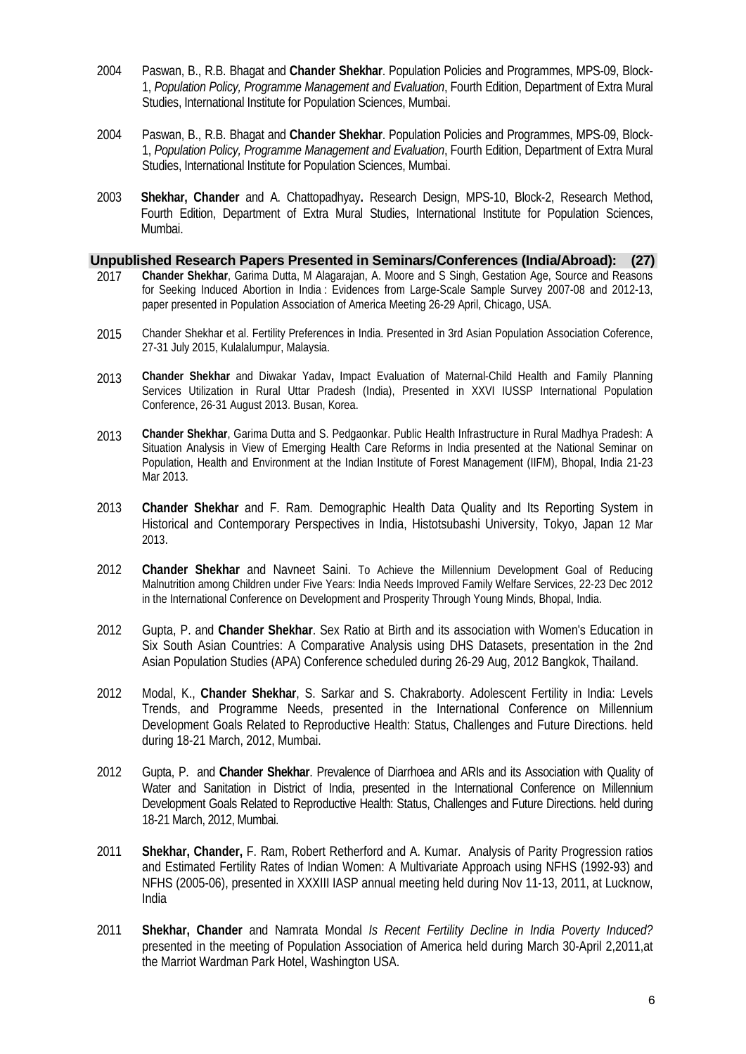2004 Paswan, B., R.B. Bhagat and **Chander Shekhar**. Population Policies and Programmes, MPS-09, Block-1, *Population Policy, Programme Management and Evaluation*, Fourth Edition, Department of Extra Mural Studies, International Institute for Population Sciences, Mumbai.

2004 Paswan, B., R.B. Bhagat and **Chander Shekhar**. Population Policies and Programmes, MPS-09, Block-1, *Population Policy, Programme Management and Evaluation*, Fourth Edition, Department of Extra Mural Studies, International Institute for Population Sciences, Mumbai.

2003 **Shekhar, Chander** and A. Chattopadhyay**.** Research Design, MPS-10, Block-2, Research Method, Fourth Edition, Department of Extra Mural Studies, International Institute for Population Sciences, Mumbai.

## Unpublished Research Papers Presented in Seminars/Conferences (India/Abroad): (27)

2017 **Chander Shekhar**, Garima Dutta, M Alagarajan, A. Moore and S Singh, Gestation Age, Source and Reasons for Seeking Induced Abortion in India : Evidences from Large-Scale Sample Survey 2007-08 and 2012-13, paper presented in Population Association of America Meeting 26-29 April, Chicago, USA.

2015 Chander Shekhar et al. Fertility Preferences in India. Presented in 3rd Asian Population Association Coference, 27-31 July 2015, Kulalalumpur, Malaysia.

2013 **Chander Shekhar** and Diwakar Yadav**,** Impact Evaluation of Maternal-Child Health and Family Planning Services Utilization in Rural Uttar Pradesh (India), Presented in XXVI IUSSP International Population Conference, 26-31 August 2013. Busan, Korea.

2013 **Chander Shekhar**, Garima Dutta and S. Pedgaonkar. Public Health Infrastructure in Rural Madhya Pradesh: A Situation Analysis in View of Emerging Health Care Reforms in India presented at the National Seminar on Population, Health and Environment at the Indian Institute of Forest Management (IIFM), Bhopal, India 21-23 Mar 2013.

2013 **Chander Shekhar** and F. Ram. Demographic Health Data Quality and Its Reporting System in Historical and Contemporary Perspectives in India, Histotsubashi University, Tokyo, Japan 12 Mar 2013.

2012 **Chander Shekhar** and Navneet Saini. To Achieve the Millennium Development Goal of Reducing Malnutrition among Children under Five Years: India Needs Improved Family Welfare Services, 22-23 Dec 2012 in the International Conference on Development and Prosperity Through Young Minds, Bhopal, India.

2012 Gupta, P. and **Chander Shekhar**. Sex Ratio at Birth and its association with Women's Education in Six South Asian Countries: A Comparative Analysis using DHS Datasets, presentation in the 2nd Asian Population Studies (APA) Conference scheduled during 26-29 Aug, 2012 Bangkok, Thailand.

2012 Modal, K., **Chander Shekhar**, S. Sarkar and S. Chakraborty. Adolescent Fertility in India: Levels Trends, and Programme Needs, presented in the International Conference on Millennium Development Goals Related to Reproductive Health: Status, Challenges and Future Directions. held during 18-21 March, 2012, Mumbai.

2012 Gupta, P. and **Chander Shekhar**. Prevalence of Diarrhoea and ARIs and its Association with Quality of Water and Sanitation in District of India, presented in the International Conference on Millennium Development Goals Related to Reproductive Health: Status, Challenges and Future Directions. held during 18-21 March, 2012, Mumbai.

2011 **Shekhar, Chander,** F. Ram, Robert Retherford and A. Kumar. Analysis of Parity Progression ratios and Estimated Fertility Rates of Indian Women: A Multivariate Approach using NFHS (1992-93) and NFHS (2005-06), presented in XXXIII IASP annual meeting held during Nov 11-13, 2011, at Lucknow, India

2011 **Shekhar, Chander** and Namrata Mondal *Is Recent Fertility Decline in India Poverty Induced?* presented in the meeting of Population Association of America held during March 30-April 2,2011,at the Marriot Wardman Park Hotel, Washington USA.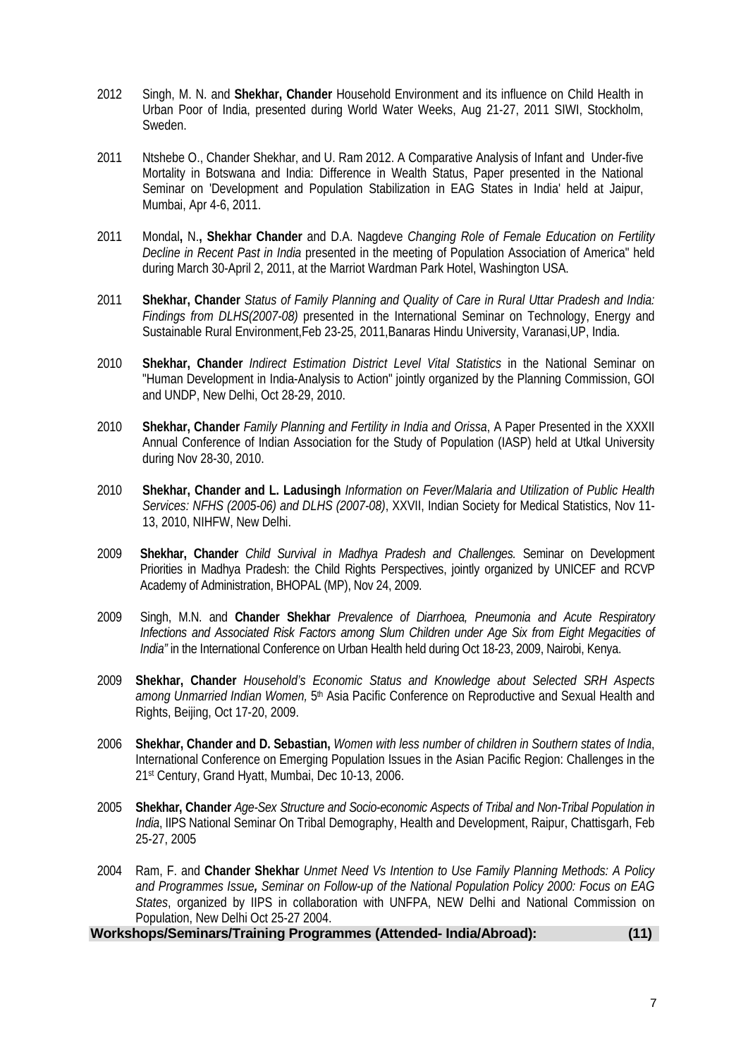2012 Singh, M. N. and **Shekhar, Chander** Household Environment and its influence on Child Health in Urban Poor of India, presented during World Water Weeks, Aug 21-27, 2011 SIWI, Stockholm, Sweden.

2011 Ntshebe O., Chander Shekhar, and U. Ram 2012. A Comparative Analysis of Infant and Under-five Mortality in Botswana and India: Difference in Wealth Status, Paper presented in the National Seminar on 'Development and Population Stabilization in EAG States in India' held at Jaipur, Mumbai, Apr 4-6, 2011.

2011 Mondal**,** N.**, Shekhar Chander** and D.A. Nagdeve *Changing Role of Female Education on Fertility Decline in Recent Past in India* presented in the meeting of Population Association of America" held during March 30-April 2, 2011, at the Marriot Wardman Park Hotel, Washington USA.

2011 **Shekhar, Chander** *Status of Family Planning and Quality of Care in Rural Uttar Pradesh and India: Findings from DLHS(2007-08)* presented in the International Seminar on Technology, Energy and Sustainable Rural Environment,Feb 23-25, 2011,Banaras Hindu University, Varanasi,UP, India.

2010 **Shekhar, Chander** *Indirect Estimation District Level Vital Statistics* in the National Seminar on "Human Development in India-Analysis to Action" jointly organized by the Planning Commission, GOI and UNDP, New Delhi, Oct 28-29, 2010.

2010 **Shekhar, Chander** *Family Planning and Fertility in India and Orissa*, A Paper Presented in the XXXII Annual Conference of Indian Association for the Study of Population (IASP) held at Utkal University during Nov 28-30, 2010.

2010 **Shekhar, Chander and L. Ladusingh** *Information on Fever/Malaria and Utilization of Public Health Services: NFHS (2005-06) and DLHS (2007-08)*, XXVII, Indian Society for Medical Statistics, Nov 11-13, 2010, NIHFW, New Delhi.

2009 **Shekhar, Chander** *Child Survival in Madhya Pradesh and Challenges.* Seminar on Development Priorities in Madhya Pradesh: the Child Rights Perspectives, jointly organized by UNICEF and RCVP Academy of Administration, BHOPAL (MP), Nov 24, 2009.

2009 Singh, M.N. and **Chander Shekhar** *Prevalence of Diarrhoea, Pneumonia and Acute Respiratory Infections and Associated Risk Factors among Slum Children under Age Six from Eight Megacities of India"* in the International Conference on Urban Health held during Oct 18-23, 2009, Nairobi, Kenya.

2009 **Shekhar, Chander** *Household's Economic Status and Knowledge about Selected SRH Aspects among Unmarried Indian Women,* 5th Asia Pacific Conference on Reproductive and Sexual Health and Rights, Beijing, Oct 17-20, 2009.

2006 **Shekhar, Chander and D. Sebastian,** *Women with less number of children in Southern states of India*, International Conference on Emerging Population Issues in the Asian Pacific Region: Challenges in the 21st Century, Grand Hyatt, Mumbai, Dec 10-13, 2006.

2005 **Shekhar, Chander** *Age-Sex Structure and Socio-economic Aspects of Tribal and Non-Tribal Population in India*, IIPS National Seminar On Tribal Demography, Health and Development, Raipur, Chattisgarh, Feb 25-27, 2005

2004 Ram, F. and **Chander Shekhar** *Unmet Need Vs Intention to Use Family Planning Methods: A Policy and Programmes Issue***,** *Seminar on Follow-up of the National Population Policy 2000: Focus on EAG States*, organized by IIPS in collaboration with UNFPA, NEW Delhi and National Commission on Population, New Delhi Oct 25-27 2004.

**Workshops/Seminars/Training Programmes (Attended- India/Abroad): (11)**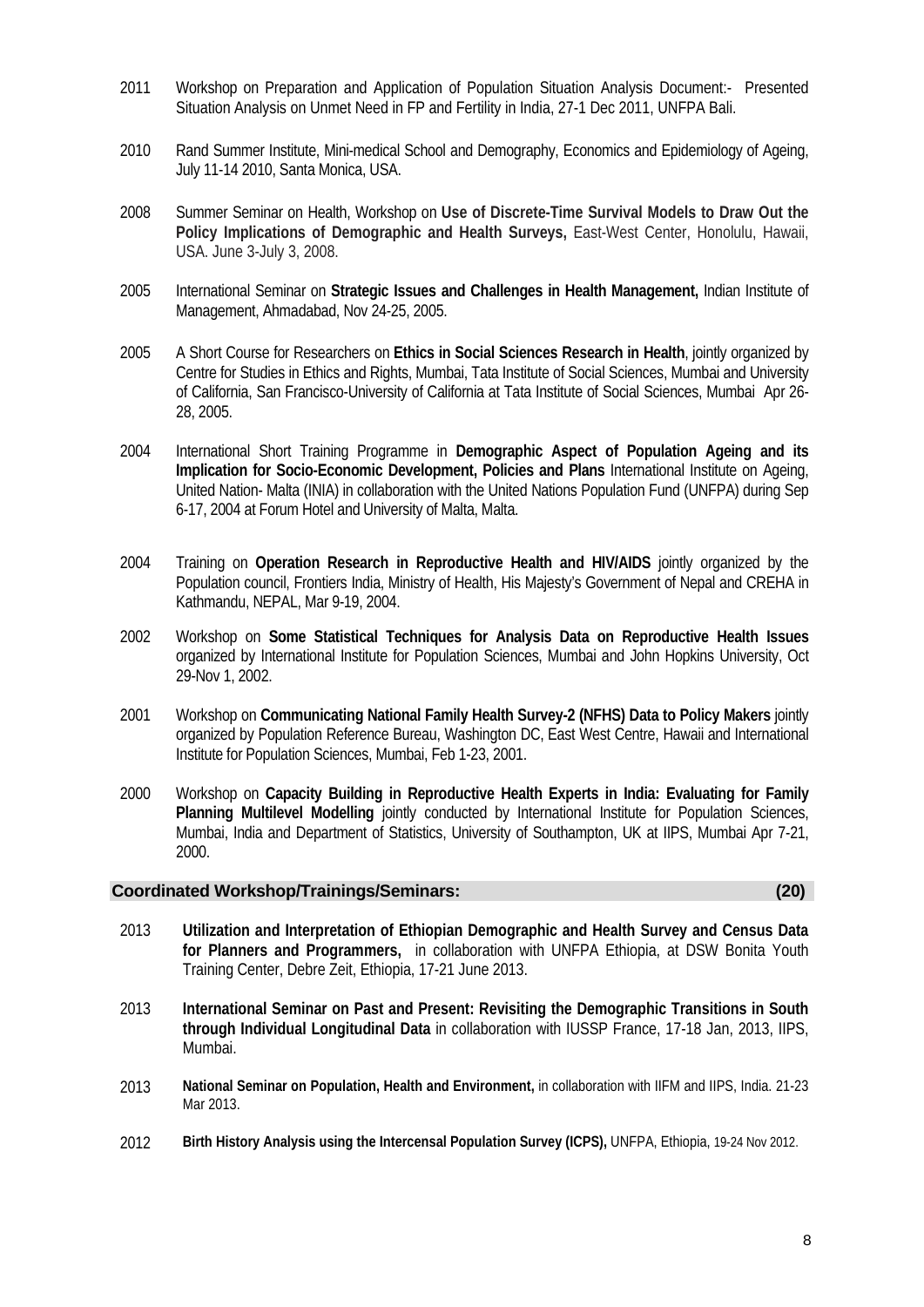2011 Workshop on Preparation and Application of Population Situation Analysis Document:- Presented Situation Analysis on Unmet Need in FP and Fertility in India, 27-1 Dec 2011, UNFPA Bali.

2010 Rand Summer Institute, Mini-medical School and Demography, Economics and Epidemiology of Ageing, July 11-14 2010, Santa Monica, USA.

2008 Summer Seminar on Health, Workshop on **Use of Discrete-Time Survival Models to Draw Out the Policy Implications of Demographic and Health Surveys,** East-West Center, Honolulu, Hawaii, USA. June 3-July 3, 2008.

2005 International Seminar on **Strategic Issues and Challenges in Health Management,** Indian Institute of Management, Ahmadabad, Nov 24-25, 2005.

2005 A Short Course for Researchers on **Ethics in Social Sciences Research in Health**, jointly organized by Centre for Studies in Ethics and Rights, Mumbai, Tata Institute of Social Sciences, Mumbai and University of California, San Francisco-University of California at Tata Institute of Social Sciences, Mumbai Apr 26-28, 2005.

2004 International Short Training Programme in **Demographic Aspect of Population Ageing and its Implication for Socio-Economic Development, Policies and Plans** International Institute on Ageing, United Nation- Malta (INIA) in collaboration with the United Nations Population Fund (UNFPA) during Sep 6-17, 2004 at Forum Hotel and University of Malta, Malta.

2004 Training on **Operation Research in Reproductive Health and HIV/AIDS** jointly organized by the Population council, Frontiers India, Ministry of Health, His Majesty's Government of Nepal and CREHA in Kathmandu, NEPAL, Mar 9-19, 2004.

2002 Workshop on **Some Statistical Techniques for Analysis Data on Reproductive Health Issues** organized by International Institute for Population Sciences, Mumbai and John Hopkins University, Oct 29-Nov 1, 2002.

2001 Workshop on **Communicating National Family Health Survey-2 (NFHS) Data to Policy Makers** jointly organized by Population Reference Bureau, Washington DC, East West Centre, Hawaii and International Institute for Population Sciences, Mumbai, Feb 1-23, 2001.

2000 Workshop on **Capacity Building in Reproductive Health Experts in India: Evaluating for Family Planning Multilevel Modelling** jointly conducted by International Institute for Population Sciences, Mumbai, India and Department of Statistics, University of Southampton, UK at IIPS, Mumbai Apr 7-21, 2000.

## Coordinated Workshop/Trainings/Seminars: (20)

2013 **Utilization and Interpretation of Ethiopian Demographic and Health Survey and Census Data for Planners and Programmers,** in collaboration with UNFPA Ethiopia, at DSW Bonita Youth Training Center, Debre Zeit, Ethiopia, 17-21 June 2013.

2013 **International Seminar on Past and Present: Revisiting the Demographic Transitions in South through Individual Longitudinal Data** in collaboration with IUSSP France, 17-18 Jan, 2013, IIPS, Mumbai.

2013 **National Seminar on Population, Health and Environment,** in collaboration with IIFM and IIPS, India. 21-23 Mar 2013.

2012 **Birth History Analysis using the Intercensal Population Survey (ICPS),** UNFPA, Ethiopia, 19-24 Nov 2012.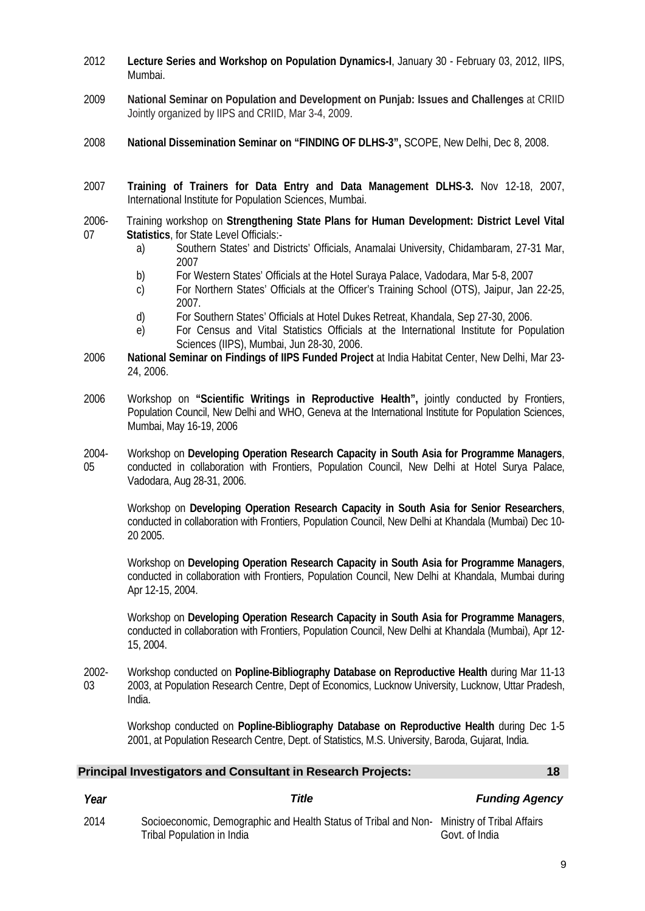2012 **Lecture Series and Workshop on Population Dynamics-I**, January 30 - February 03, 2012, IIPS, Mumbai.

2009 **National Seminar on Population and Development on Punjab: Issues and Challenges** at CRIID Jointly organized by IIPS and CRIID, Mar 3-4, 2009.

2008 **National Dissemination Seminar on "FINDING OF DLHS-3",** SCOPE, New Delhi, Dec 8, 2008.

2007 **Training of Trainers for Data Entry and Data Management DLHS-3.** Nov 12-18, 2007, International Institute for Population Sciences, Mumbai.

2006-07 Training workshop on **Strengthening State Plans for Human Development: District Level Vital Statistics**, for State Level Officials:-

a) Southern States' and Districts' Officials, Anamalai University, Chidambaram, 27-31 Mar, 2007
b) For Western States' Officials at the Hotel Suraya Palace, Vadodara, Mar 5-8, 2007
c) For Northern States' Officials at the Officer's Training School (OTS), Jaipur, Jan 22-25, 2007.
d) For Southern States' Officials at Hotel Dukes Retreat, Khandala, Sep 27-30, 2006.
e) For Census and Vital Statistics Officials at the International Institute for Population Sciences (IIPS), Mumbai, Jun 28-30, 2006.

2006 **National Seminar on Findings of IIPS Funded Project** at India Habitat Center, New Delhi, Mar 23-24, 2006.

2006 Workshop on **"Scientific Writings in Reproductive Health",** jointly conducted by Frontiers, Population Council, New Delhi and WHO, Geneva at the International Institute for Population Sciences, Mumbai, May 16-19, 2006

2004-05 Workshop on **Developing Operation Research Capacity in South Asia for Programme Managers**, conducted in collaboration with Frontiers, Population Council, New Delhi at Hotel Surya Palace, Vadodara, Aug 28-31, 2006.

Workshop on **Developing Operation Research Capacity in South Asia for Senior Researchers**, conducted in collaboration with Frontiers, Population Council, New Delhi at Khandala (Mumbai) Dec 10-20 2005.

Workshop on **Developing Operation Research Capacity in South Asia for Programme Managers**, conducted in collaboration with Frontiers, Population Council, New Delhi at Khandala, Mumbai during Apr 12-15, 2004.

Workshop on **Developing Operation Research Capacity in South Asia for Programme Managers**, conducted in collaboration with Frontiers, Population Council, New Delhi at Khandala (Mumbai), Apr 12-15, 2004.

2002-03 Workshop conducted on **Popline-Bibliography Database on Reproductive Health** during Mar 11-13 2003, at Population Research Centre, Dept of Economics, Lucknow University, Lucknow, Uttar Pradesh, India.

Workshop conducted on **Popline-Bibliography Database on Reproductive Health** during Dec 1-5 2001, at Population Research Centre, Dept. of Statistics, M.S. University, Baroda, Gujarat, India.

## Principal Investigators and Consultant in Research Projects: 18

| *Year* | *Title* | *Funding Agency* |
|---|---|---|
| 2014 | Socioeconomic, Demographic and Health Status of Tribal and Non-Tribal Population in India | Ministry of Tribal Affairs Govt. of India |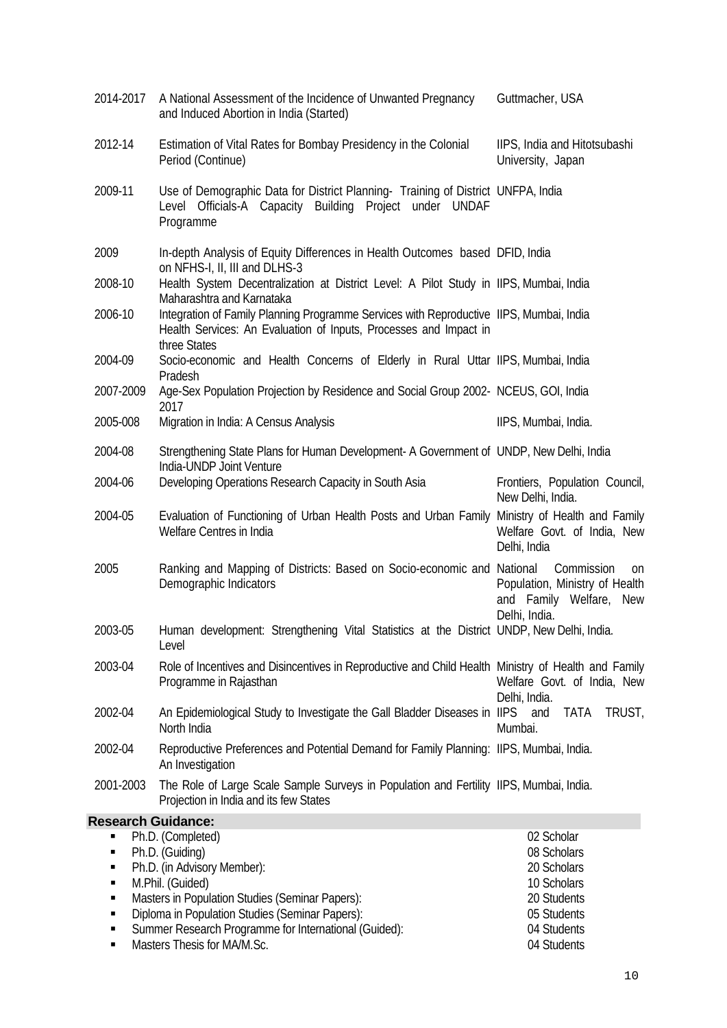| | | |
|---|---|---|
| 2014-2017 | A National Assessment of the Incidence of Unwanted Pregnancy and Induced Abortion in India (Started) | Guttmacher, USA |
| 2012-14 | Estimation of Vital Rates for Bombay Presidency in the Colonial Period (Continue) | IIPS, India and Hitotsubashi University, Japan |
| 2009-11 | Use of Demographic Data for District Planning- Training of District Level Officials-A Capacity Building Project under UNDAF Programme | UNFPA, India |
| 2009 | In-depth Analysis of Equity Differences in Health Outcomes based on NFHS-I, II, III and DLHS-3 | DFID, India |
| 2008-10 | Health System Decentralization at District Level: A Pilot Study in Maharashtra and Karnataka | IIPS, Mumbai, India |
| 2006-10 | Integration of Family Planning Programme Services with Reproductive Health Services: An Evaluation of Inputs, Processes and Impact in three States | IIPS, Mumbai, India |
| 2004-09 | Socio-economic and Health Concerns of Elderly in Rural Uttar Pradesh | IIPS, Mumbai, India |
| 2007-2009 | Age-Sex Population Projection by Residence and Social Group 2002-2017 | NCEUS, GOI, India |
| 2005-008 | Migration in India: A Census Analysis | IIPS, Mumbai, India. |
| 2004-08 | Strengthening State Plans for Human Development- A Government of India-UNDP Joint Venture | UNDP, New Delhi, India |
| 2004-06 | Developing Operations Research Capacity in South Asia | Frontiers, Population Council, New Delhi, India. |
| 2004-05 | Evaluation of Functioning of Urban Health Posts and Urban Family Welfare Centres in India | Ministry of Health and Family Welfare Govt. of India, New Delhi, India |
| 2005 | Ranking and Mapping of Districts: Based on Socio-economic and Demographic Indicators | National Commission on Population, Ministry of Health and Family Welfare, New Delhi, India. |
| 2003-05 | Human development: Strengthening Vital Statistics at the District Level | UNDP, New Delhi, India. |
| 2003-04 | Role of Incentives and Disincentives in Reproductive and Child Health Programme in Rajasthan | Ministry of Health and Family Welfare Govt. of India, New Delhi, India. |
| 2002-04 | An Epidemiological Study to Investigate the Gall Bladder Diseases in North India | IIPS and TATA TRUST, Mumbai. |
| 2002-04 | Reproductive Preferences and Potential Demand for Family Planning: An Investigation | IIPS, Mumbai, India. |
| 2001-2003 | The Role of Large Scale Sample Surveys in Population and Fertility Projection in India and its few States | IIPS, Mumbai, India. |

## Research Guidance:

- Ph.D. (Completed) — 02 Scholar
- Ph.D. (Guiding) — 08 Scholars
- Ph.D. (in Advisory Member): — 20 Scholars
- M.Phil. (Guided) — 10 Scholars
- Masters in Population Studies (Seminar Papers): — 20 Students
- Diploma in Population Studies (Seminar Papers): — 05 Students
- Summer Research Programme for International (Guided): — 04 Students
- Masters Thesis for MA/M.Sc. — 04 Students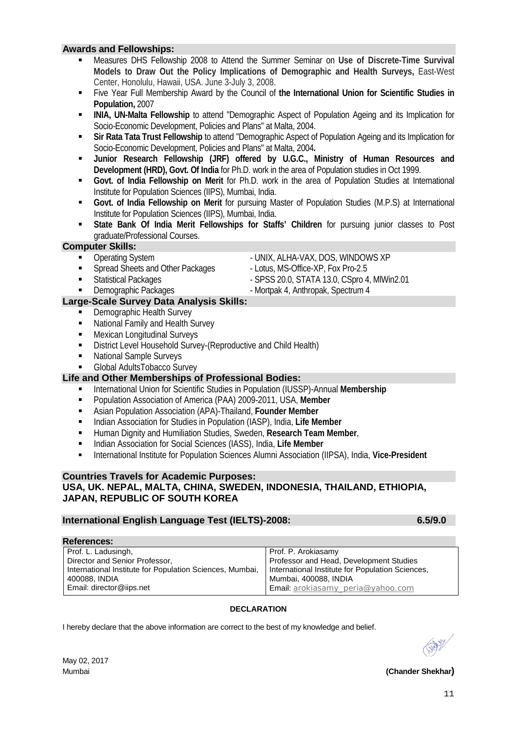## Awards and Fellowships:

- Measures DHS Fellowship 2008 to Attend the Summer Seminar on **Use of Discrete-Time Survival Models to Draw Out the Policy Implications of Demographic and Health Surveys,** East-West Center, Honolulu, Hawaii, USA. June 3-July 3, 2008.
- Five Year Full Membership Award by the Council of **the International Union for Scientific Studies in Population,** 2007
- **INIA, UN-Malta Fellowship** to attend "Demographic Aspect of Population Ageing and its Implication for Socio-Economic Development, Policies and Plans" at Malta, 2004.
- **Sir Rata Tata Trust Fellowship** to attend "Demographic Aspect of Population Ageing and its Implication for Socio-Economic Development, Policies and Plans" at Malta, 2004**.**
- **Junior Research Fellowship (JRF) offered by U.G.C., Ministry of Human Resources and Development (HRD), Govt. Of India** for Ph.D. work in the area of Population studies in Oct 1999.
- **Govt. of India Fellowship on Merit** for Ph.D. work in the area of Population Studies at International Institute for Population Sciences (IIPS), Mumbai, India.
- **Govt. of India Fellowship on Merit** for pursuing Master of Population Studies (M.P.S) at International Institute for Population Sciences (IIPS), Mumbai, India.
- **State Bank Of India Merit Fellowships for Staffs' Children** for pursuing junior classes to Post graduate/Professional Courses.

## Computer Skills:

- Operating System - UNIX, ALHA-VAX, DOS, WINDOWS XP
- Spread Sheets and Other Packages - Lotus, MS-Office-XP, Fox Pro-2.5
- Statistical Packages - SPSS 20.0, STATA 13.0, CSpro 4, MlWin2.01
- Demographic Packages - Mortpak 4, Anthropak, Spectrum 4

## Large-Scale Survey Data Analysis Skills:

- Demographic Health Survey
- National Family and Health Survey
- Mexican Longitudinal Surveys
- District Level Household Survey-(Reproductive and Child Health)
- National Sample Surveys
- Global AdultsTobacco Survey

## Life and Other Memberships of Professional Bodies:

- International Union for Scientific Studies in Population (IUSSP)-Annual **Membership**
- Population Association of America (PAA) 2009-2011, USA, **Member**
- Asian Population Association (APA)-Thailand, **Founder Member**
- Indian Association for Studies in Population (IASP), India, **Life Member**
- Human Dignity and Humiliation Studies, Sweden, **Research Team Member**,
- Indian Association for Social Sciences (IASS), India, **Life Member**
- International Institute for Population Sciences Alumni Association (IIPSA), India, **Vice-President**

## Countries Travels for Academic Purposes:

**USA, UK. NEPAL, MALTA, CHINA, SWEDEN, INDONESIA, THAILAND, ETHIOPIA, JAPAN, REPUBLIC OF SOUTH KOREA**

## International English Language Test (IELTS)-2008: 6.5/9.0

## References:

| | |
|---|---|
| Prof. L. Ladusingh,<br>Director and Senior Professor,<br>International Institute for Population Sciences, Mumbai, 400088, INDIA<br>Email: director@iips.net | Prof. P. Arokiasamy<br>Professor and Head, Development Studies<br>International Institute for Population Sciences, Mumbai, 400088, INDIA<br>Email: arokiasamy_peria@yahoo.com |

**DECLARATION**

I hereby declare that the above information are correct to the best of my knowledge and belief.

May 02, 2017
Mumbai

**(Chander Shekhar)**